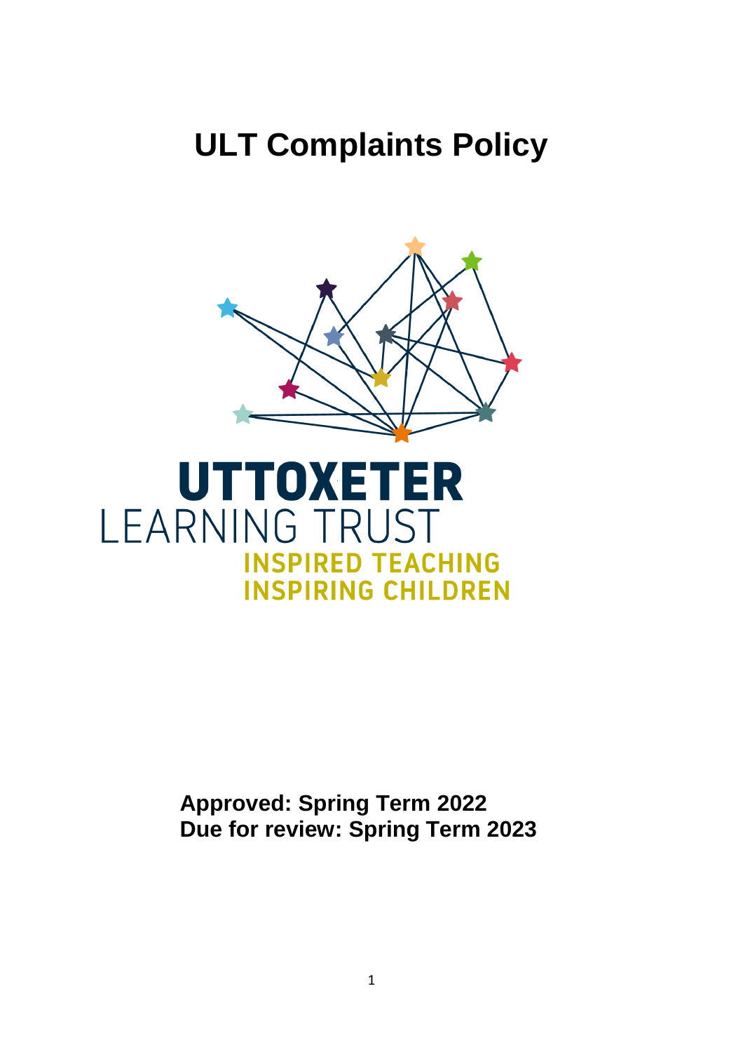# ULT Complaints Policy

UTTOXETER
LEARNING TRUST
INSPIRED TEACHING
INSPIRING CHILDREN

**Approved: Spring Term 2022**
**Due for review: Spring Term 2023**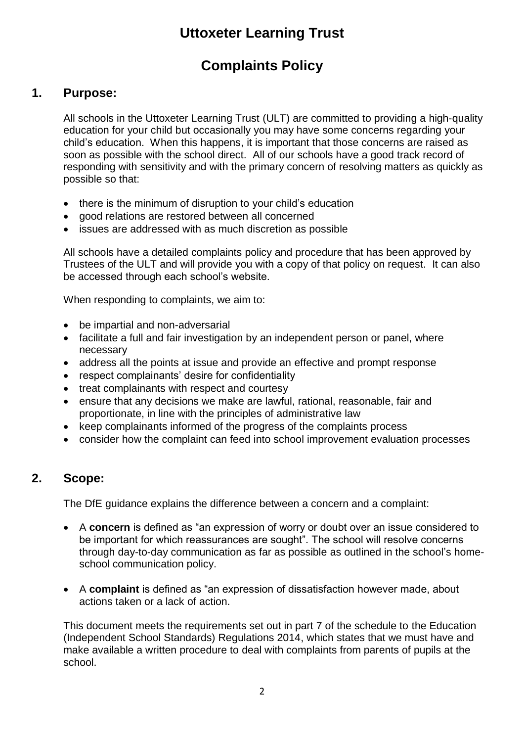# Uttoxeter Learning Trust

# Complaints Policy

## 1. Purpose:

All schools in the Uttoxeter Learning Trust (ULT) are committed to providing a high-quality education for your child but occasionally you may have some concerns regarding your child's education. When this happens, it is important that those concerns are raised as soon as possible with the school direct. All of our schools have a good track record of responding with sensitivity and with the primary concern of resolving matters as quickly as possible so that:

- there is the minimum of disruption to your child's education
- good relations are restored between all concerned
- issues are addressed with as much discretion as possible

All schools have a detailed complaints policy and procedure that has been approved by Trustees of the ULT and will provide you with a copy of that policy on request. It can also be accessed through each school's website.

When responding to complaints, we aim to:

- be impartial and non-adversarial
- facilitate a full and fair investigation by an independent person or panel, where necessary
- address all the points at issue and provide an effective and prompt response
- respect complainants' desire for confidentiality
- treat complainants with respect and courtesy
- ensure that any decisions we make are lawful, rational, reasonable, fair and proportionate, in line with the principles of administrative law
- keep complainants informed of the progress of the complaints process
- consider how the complaint can feed into school improvement evaluation processes

## 2. Scope:

The DfE guidance explains the difference between a concern and a complaint:

- A **concern** is defined as "an expression of worry or doubt over an issue considered to be important for which reassurances are sought". The school will resolve concerns through day-to-day communication as far as possible as outlined in the school's home-school communication policy.

- A **complaint** is defined as "an expression of dissatisfaction however made, about actions taken or a lack of action.

This document meets the requirements set out in part 7 of the schedule to the Education (Independent School Standards) Regulations 2014, which states that we must have and make available a written procedure to deal with complaints from parents of pupils at the school.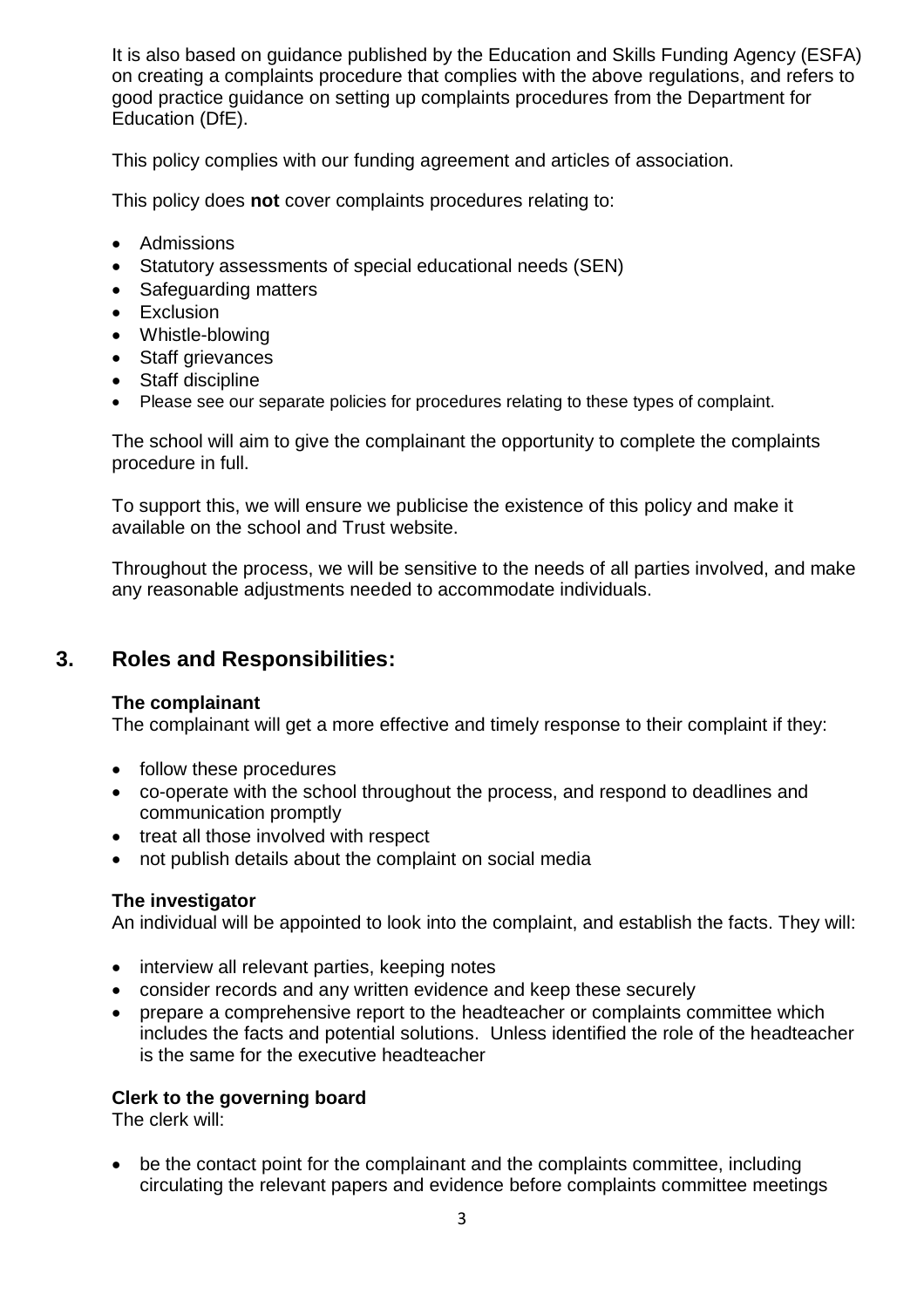It is also based on guidance published by the Education and Skills Funding Agency (ESFA) on creating a complaints procedure that complies with the above regulations, and refers to good practice guidance on setting up complaints procedures from the Department for Education (DfE).

This policy complies with our funding agreement and articles of association.

This policy does **not** cover complaints procedures relating to:

- Admissions
- Statutory assessments of special educational needs (SEN)
- Safeguarding matters
- Exclusion
- Whistle-blowing
- Staff grievances
- Staff discipline
- Please see our separate policies for procedures relating to these types of complaint.

The school will aim to give the complainant the opportunity to complete the complaints procedure in full.

To support this, we will ensure we publicise the existence of this policy and make it available on the school and Trust website.

Throughout the process, we will be sensitive to the needs of all parties involved, and make any reasonable adjustments needed to accommodate individuals.

## 3. Roles and Responsibilities:

**The complainant**

The complainant will get a more effective and timely response to their complaint if they:

- follow these procedures
- co-operate with the school throughout the process, and respond to deadlines and communication promptly
- treat all those involved with respect
- not publish details about the complaint on social media

**The investigator**

An individual will be appointed to look into the complaint, and establish the facts. They will:

- interview all relevant parties, keeping notes
- consider records and any written evidence and keep these securely
- prepare a comprehensive report to the headteacher or complaints committee which includes the facts and potential solutions. Unless identified the role of the headteacher is the same for the executive headteacher

**Clerk to the governing board**

The clerk will:

- be the contact point for the complainant and the complaints committee, including circulating the relevant papers and evidence before complaints committee meetings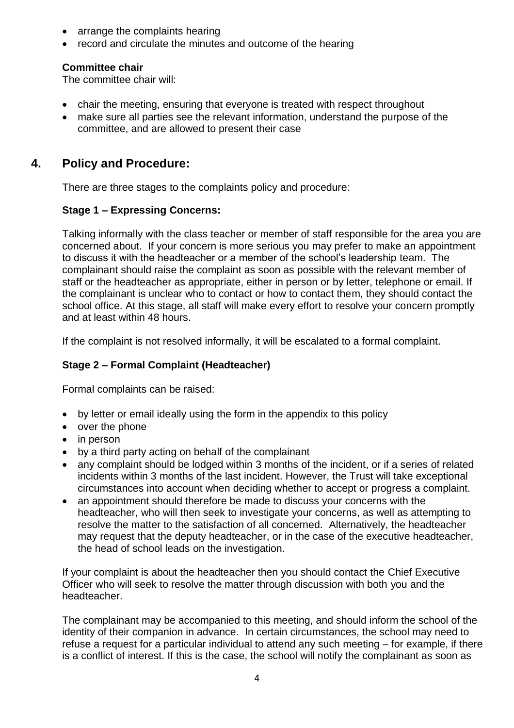- arrange the complaints hearing
- record and circulate the minutes and outcome of the hearing

**Committee chair**

The committee chair will:

- chair the meeting, ensuring that everyone is treated with respect throughout
- make sure all parties see the relevant information, understand the purpose of the committee, and are allowed to present their case

## 4. Policy and Procedure:

There are three stages to the complaints policy and procedure:

**Stage 1 – Expressing Concerns:**

Talking informally with the class teacher or member of staff responsible for the area you are concerned about. If your concern is more serious you may prefer to make an appointment to discuss it with the headteacher or a member of the school's leadership team. The complainant should raise the complaint as soon as possible with the relevant member of staff or the headteacher as appropriate, either in person or by letter, telephone or email. If the complainant is unclear who to contact or how to contact them, they should contact the school office. At this stage, all staff will make every effort to resolve your concern promptly and at least within 48 hours.

If the complaint is not resolved informally, it will be escalated to a formal complaint.

**Stage 2 – Formal Complaint (Headteacher)**

Formal complaints can be raised:

- by letter or email ideally using the form in the appendix to this policy
- over the phone
- in person
- by a third party acting on behalf of the complainant
- any complaint should be lodged within 3 months of the incident, or if a series of related incidents within 3 months of the last incident. However, the Trust will take exceptional circumstances into account when deciding whether to accept or progress a complaint.
- an appointment should therefore be made to discuss your concerns with the headteacher, who will then seek to investigate your concerns, as well as attempting to resolve the matter to the satisfaction of all concerned. Alternatively, the headteacher may request that the deputy headteacher, or in the case of the executive headteacher, the head of school leads on the investigation.

If your complaint is about the headteacher then you should contact the Chief Executive Officer who will seek to resolve the matter through discussion with both you and the headteacher.

The complainant may be accompanied to this meeting, and should inform the school of the identity of their companion in advance. In certain circumstances, the school may need to refuse a request for a particular individual to attend any such meeting – for example, if there is a conflict of interest. If this is the case, the school will notify the complainant as soon as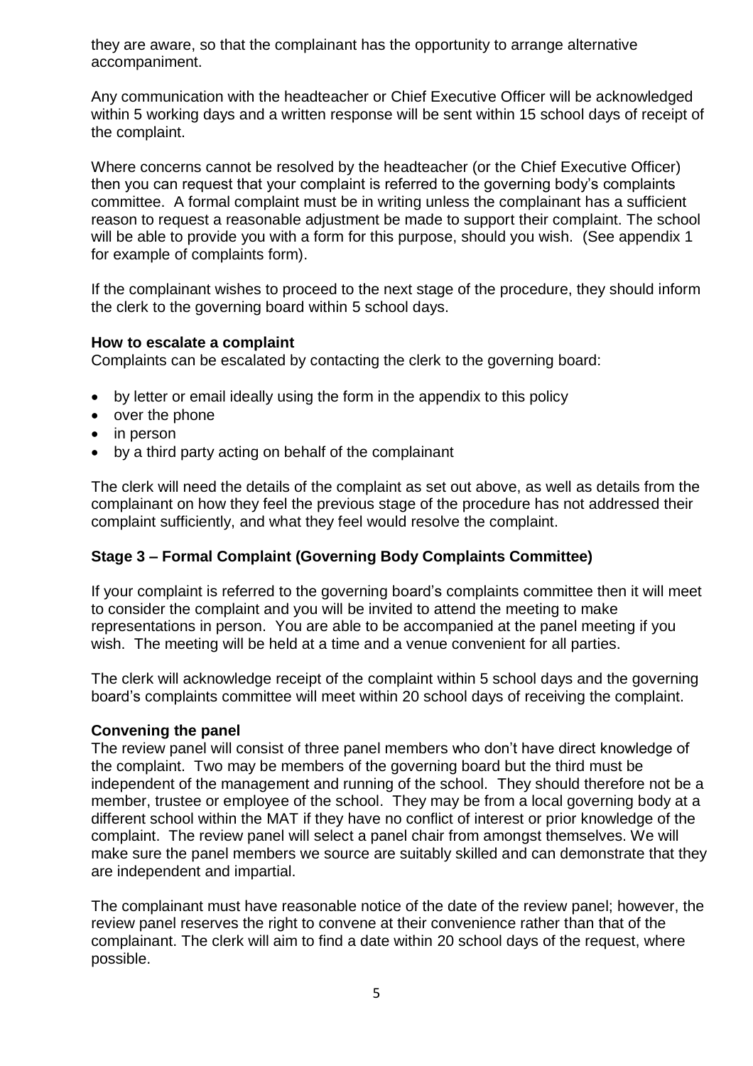they are aware, so that the complainant has the opportunity to arrange alternative accompaniment.

Any communication with the headteacher or Chief Executive Officer will be acknowledged within 5 working days and a written response will be sent within 15 school days of receipt of the complaint.

Where concerns cannot be resolved by the headteacher (or the Chief Executive Officer) then you can request that your complaint is referred to the governing body's complaints committee. A formal complaint must be in writing unless the complainant has a sufficient reason to request a reasonable adjustment be made to support their complaint. The school will be able to provide you with a form for this purpose, should you wish. (See appendix 1 for example of complaints form).

If the complainant wishes to proceed to the next stage of the procedure, they should inform the clerk to the governing board within 5 school days.

**How to escalate a complaint**

Complaints can be escalated by contacting the clerk to the governing board:

- by letter or email ideally using the form in the appendix to this policy
- over the phone
- in person
- by a third party acting on behalf of the complainant

The clerk will need the details of the complaint as set out above, as well as details from the complainant on how they feel the previous stage of the procedure has not addressed their complaint sufficiently, and what they feel would resolve the complaint.

**Stage 3 – Formal Complaint (Governing Body Complaints Committee)**

If your complaint is referred to the governing board's complaints committee then it will meet to consider the complaint and you will be invited to attend the meeting to make representations in person. You are able to be accompanied at the panel meeting if you wish. The meeting will be held at a time and a venue convenient for all parties.

The clerk will acknowledge receipt of the complaint within 5 school days and the governing board's complaints committee will meet within 20 school days of receiving the complaint.

**Convening the panel**

The review panel will consist of three panel members who don't have direct knowledge of the complaint. Two may be members of the governing board but the third must be independent of the management and running of the school. They should therefore not be a member, trustee or employee of the school. They may be from a local governing body at a different school within the MAT if they have no conflict of interest or prior knowledge of the complaint. The review panel will select a panel chair from amongst themselves. We will make sure the panel members we source are suitably skilled and can demonstrate that they are independent and impartial.

The complainant must have reasonable notice of the date of the review panel; however, the review panel reserves the right to convene at their convenience rather than that of the complainant. The clerk will aim to find a date within 20 school days of the request, where possible.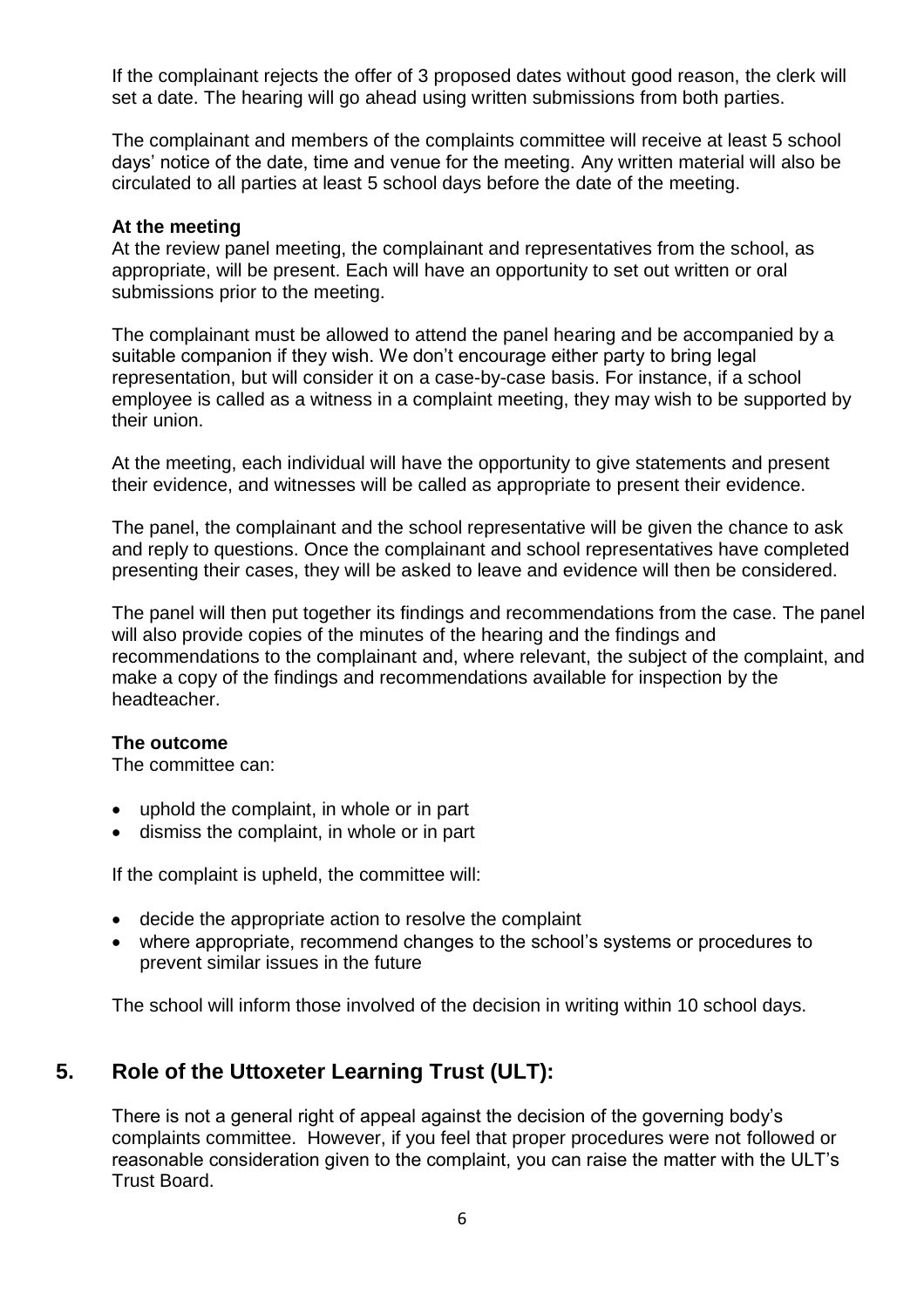If the complainant rejects the offer of 3 proposed dates without good reason, the clerk will set a date. The hearing will go ahead using written submissions from both parties.

The complainant and members of the complaints committee will receive at least 5 school days' notice of the date, time and venue for the meeting. Any written material will also be circulated to all parties at least 5 school days before the date of the meeting.

**At the meeting**

At the review panel meeting, the complainant and representatives from the school, as appropriate, will be present. Each will have an opportunity to set out written or oral submissions prior to the meeting.

The complainant must be allowed to attend the panel hearing and be accompanied by a suitable companion if they wish. We don't encourage either party to bring legal representation, but will consider it on a case-by-case basis. For instance, if a school employee is called as a witness in a complaint meeting, they may wish to be supported by their union.

At the meeting, each individual will have the opportunity to give statements and present their evidence, and witnesses will be called as appropriate to present their evidence.

The panel, the complainant and the school representative will be given the chance to ask and reply to questions. Once the complainant and school representatives have completed presenting their cases, they will be asked to leave and evidence will then be considered.

The panel will then put together its findings and recommendations from the case. The panel will also provide copies of the minutes of the hearing and the findings and recommendations to the complainant and, where relevant, the subject of the complaint, and make a copy of the findings and recommendations available for inspection by the headteacher.

**The outcome**

The committee can:

- uphold the complaint, in whole or in part
- dismiss the complaint, in whole or in part

If the complaint is upheld, the committee will:

- decide the appropriate action to resolve the complaint
- where appropriate, recommend changes to the school's systems or procedures to prevent similar issues in the future

The school will inform those involved of the decision in writing within 10 school days.

## 5. Role of the Uttoxeter Learning Trust (ULT):

There is not a general right of appeal against the decision of the governing body's complaints committee. However, if you feel that proper procedures were not followed or reasonable consideration given to the complaint, you can raise the matter with the ULT's Trust Board.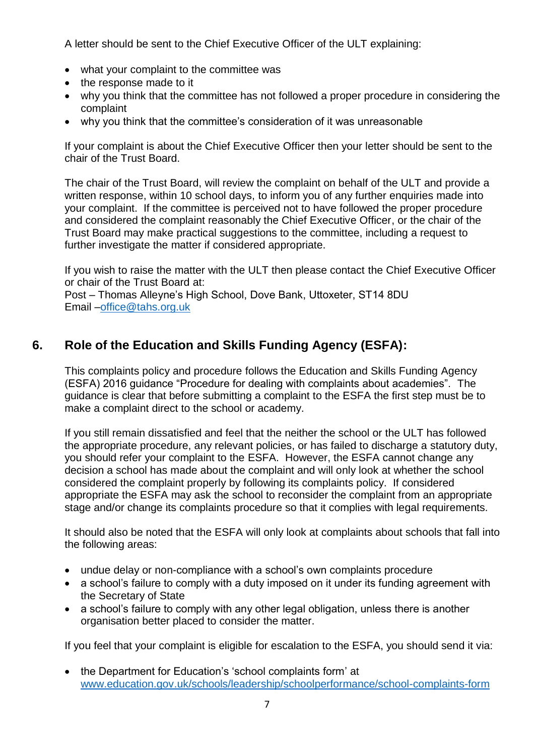A letter should be sent to the Chief Executive Officer of the ULT explaining:

- what your complaint to the committee was
- the response made to it
- why you think that the committee has not followed a proper procedure in considering the complaint
- why you think that the committee's consideration of it was unreasonable

If your complaint is about the Chief Executive Officer then your letter should be sent to the chair of the Trust Board.

The chair of the Trust Board, will review the complaint on behalf of the ULT and provide a written response, within 10 school days, to inform you of any further enquiries made into your complaint. If the committee is perceived not to have followed the proper procedure and considered the complaint reasonably the Chief Executive Officer, or the chair of the Trust Board may make practical suggestions to the committee, including a request to further investigate the matter if considered appropriate.

If you wish to raise the matter with the ULT then please contact the Chief Executive Officer or chair of the Trust Board at:
Post – Thomas Alleyne's High School, Dove Bank, Uttoxeter, ST14 8DU
Email –office@tahs.org.uk

## 6. Role of the Education and Skills Funding Agency (ESFA):

This complaints policy and procedure follows the Education and Skills Funding Agency (ESFA) 2016 guidance "Procedure for dealing with complaints about academies". The guidance is clear that before submitting a complaint to the ESFA the first step must be to make a complaint direct to the school or academy.

If you still remain dissatisfied and feel that the neither the school or the ULT has followed the appropriate procedure, any relevant policies, or has failed to discharge a statutory duty, you should refer your complaint to the ESFA. However, the ESFA cannot change any decision a school has made about the complaint and will only look at whether the school considered the complaint properly by following its complaints policy. If considered appropriate the ESFA may ask the school to reconsider the complaint from an appropriate stage and/or change its complaints procedure so that it complies with legal requirements.

It should also be noted that the ESFA will only look at complaints about schools that fall into the following areas:

- undue delay or non-compliance with a school's own complaints procedure
- a school's failure to comply with a duty imposed on it under its funding agreement with the Secretary of State
- a school's failure to comply with any other legal obligation, unless there is another organisation better placed to consider the matter.

If you feel that your complaint is eligible for escalation to the ESFA, you should send it via:

- the Department for Education's 'school complaints form' at www.education.gov.uk/schools/leadership/schoolperformance/school-complaints-form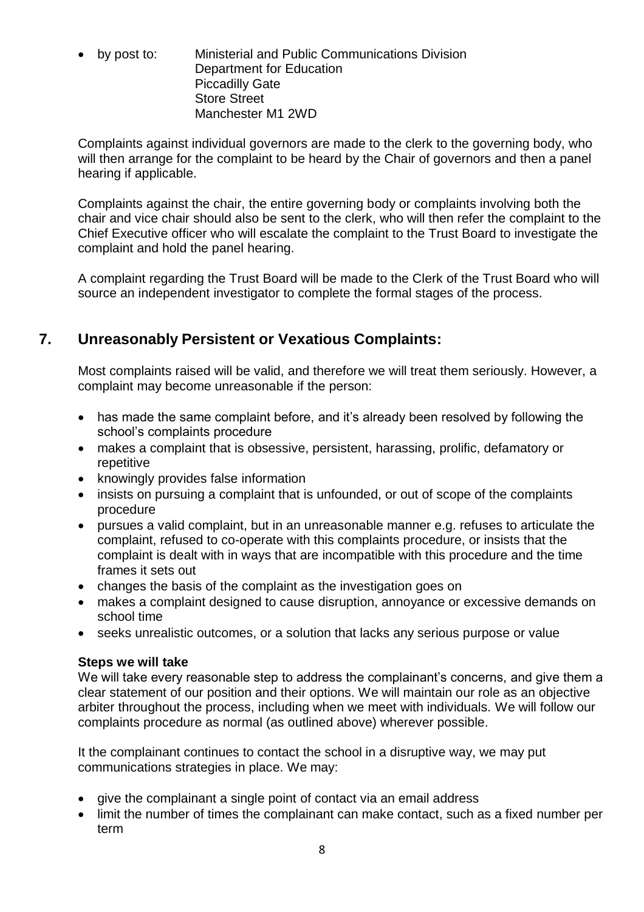- by post to: Ministerial and Public Communications Division
  Department for Education
  Piccadilly Gate
  Store Street
  Manchester M1 2WD

Complaints against individual governors are made to the clerk to the governing body, who will then arrange for the complaint to be heard by the Chair of governors and then a panel hearing if applicable.

Complaints against the chair, the entire governing body or complaints involving both the chair and vice chair should also be sent to the clerk, who will then refer the complaint to the Chief Executive officer who will escalate the complaint to the Trust Board to investigate the complaint and hold the panel hearing.

A complaint regarding the Trust Board will be made to the Clerk of the Trust Board who will source an independent investigator to complete the formal stages of the process.

## 7. Unreasonably Persistent or Vexatious Complaints:

Most complaints raised will be valid, and therefore we will treat them seriously. However, a complaint may become unreasonable if the person:

- has made the same complaint before, and it's already been resolved by following the school's complaints procedure
- makes a complaint that is obsessive, persistent, harassing, prolific, defamatory or repetitive
- knowingly provides false information
- insists on pursuing a complaint that is unfounded, or out of scope of the complaints procedure
- pursues a valid complaint, but in an unreasonable manner e.g. refuses to articulate the complaint, refused to co-operate with this complaints procedure, or insists that the complaint is dealt with in ways that are incompatible with this procedure and the time frames it sets out
- changes the basis of the complaint as the investigation goes on
- makes a complaint designed to cause disruption, annoyance or excessive demands on school time
- seeks unrealistic outcomes, or a solution that lacks any serious purpose or value

**Steps we will take**

We will take every reasonable step to address the complainant's concerns, and give them a clear statement of our position and their options. We will maintain our role as an objective arbiter throughout the process, including when we meet with individuals. We will follow our complaints procedure as normal (as outlined above) wherever possible.

It the complainant continues to contact the school in a disruptive way, we may put communications strategies in place. We may:

- give the complainant a single point of contact via an email address
- limit the number of times the complainant can make contact, such as a fixed number per term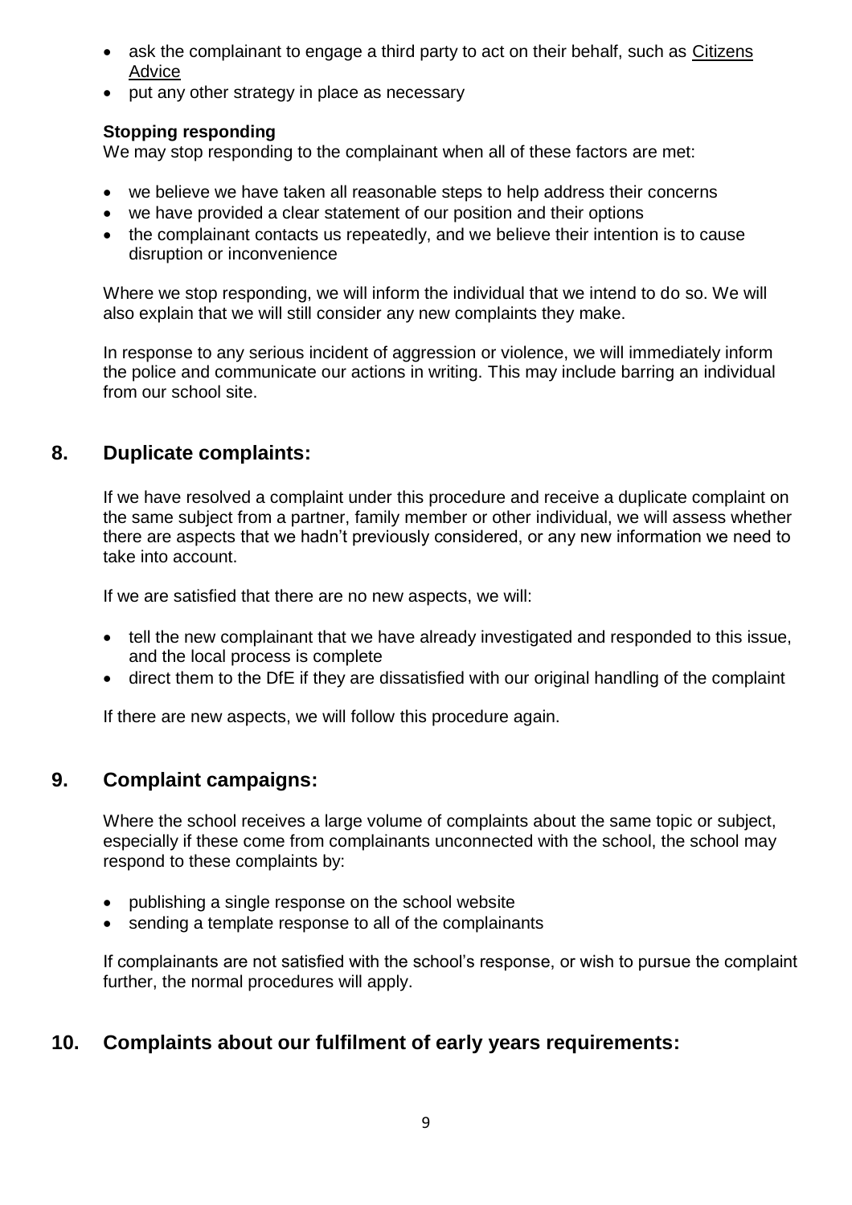- ask the complainant to engage a third party to act on their behalf, such as Citizens Advice
- put any other strategy in place as necessary

**Stopping responding**

We may stop responding to the complainant when all of these factors are met:

- we believe we have taken all reasonable steps to help address their concerns
- we have provided a clear statement of our position and their options
- the complainant contacts us repeatedly, and we believe their intention is to cause disruption or inconvenience

Where we stop responding, we will inform the individual that we intend to do so. We will also explain that we will still consider any new complaints they make.

In response to any serious incident of aggression or violence, we will immediately inform the police and communicate our actions in writing. This may include barring an individual from our school site.

## 8. Duplicate complaints:

If we have resolved a complaint under this procedure and receive a duplicate complaint on the same subject from a partner, family member or other individual, we will assess whether there are aspects that we hadn't previously considered, or any new information we need to take into account.

If we are satisfied that there are no new aspects, we will:

- tell the new complainant that we have already investigated and responded to this issue, and the local process is complete
- direct them to the DfE if they are dissatisfied with our original handling of the complaint

If there are new aspects, we will follow this procedure again.

## 9. Complaint campaigns:

Where the school receives a large volume of complaints about the same topic or subject, especially if these come from complainants unconnected with the school, the school may respond to these complaints by:

- publishing a single response on the school website
- sending a template response to all of the complainants

If complainants are not satisfied with the school's response, or wish to pursue the complaint further, the normal procedures will apply.

## 10. Complaints about our fulfilment of early years requirements: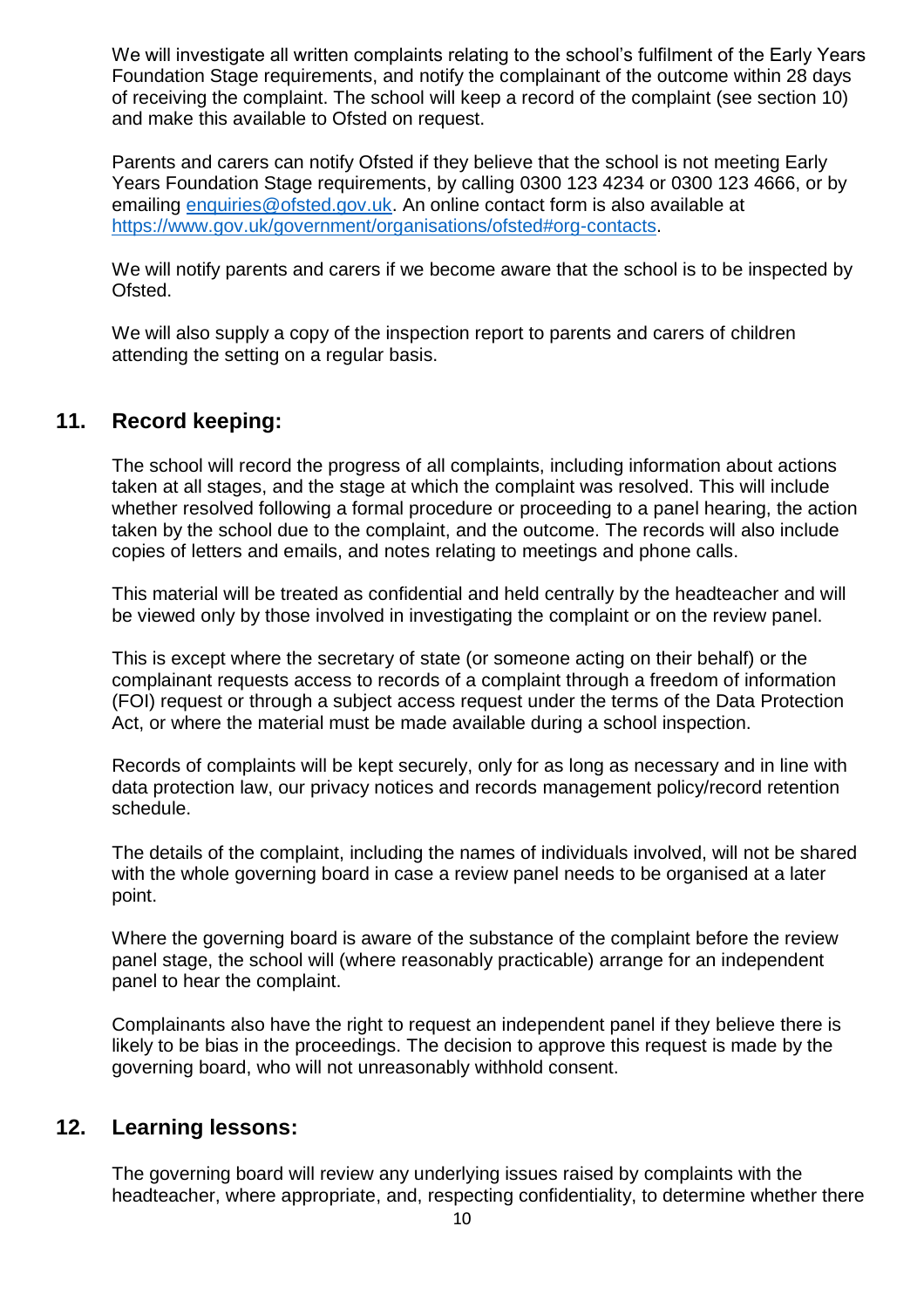We will investigate all written complaints relating to the school's fulfilment of the Early Years Foundation Stage requirements, and notify the complainant of the outcome within 28 days of receiving the complaint. The school will keep a record of the complaint (see section 10) and make this available to Ofsted on request.

Parents and carers can notify Ofsted if they believe that the school is not meeting Early Years Foundation Stage requirements, by calling 0300 123 4234 or 0300 123 4666, or by emailing enquiries@ofsted.gov.uk. An online contact form is also available at https://www.gov.uk/government/organisations/ofsted#org-contacts.

We will notify parents and carers if we become aware that the school is to be inspected by Ofsted.

We will also supply a copy of the inspection report to parents and carers of children attending the setting on a regular basis.

## 11. Record keeping:

The school will record the progress of all complaints, including information about actions taken at all stages, and the stage at which the complaint was resolved. This will include whether resolved following a formal procedure or proceeding to a panel hearing, the action taken by the school due to the complaint, and the outcome. The records will also include copies of letters and emails, and notes relating to meetings and phone calls.

This material will be treated as confidential and held centrally by the headteacher and will be viewed only by those involved in investigating the complaint or on the review panel.

This is except where the secretary of state (or someone acting on their behalf) or the complainant requests access to records of a complaint through a freedom of information (FOI) request or through a subject access request under the terms of the Data Protection Act, or where the material must be made available during a school inspection.

Records of complaints will be kept securely, only for as long as necessary and in line with data protection law, our privacy notices and records management policy/record retention schedule.

The details of the complaint, including the names of individuals involved, will not be shared with the whole governing board in case a review panel needs to be organised at a later point.

Where the governing board is aware of the substance of the complaint before the review panel stage, the school will (where reasonably practicable) arrange for an independent panel to hear the complaint.

Complainants also have the right to request an independent panel if they believe there is likely to be bias in the proceedings. The decision to approve this request is made by the governing board, who will not unreasonably withhold consent.

## 12. Learning lessons:

The governing board will review any underlying issues raised by complaints with the headteacher, where appropriate, and, respecting confidentiality, to determine whether there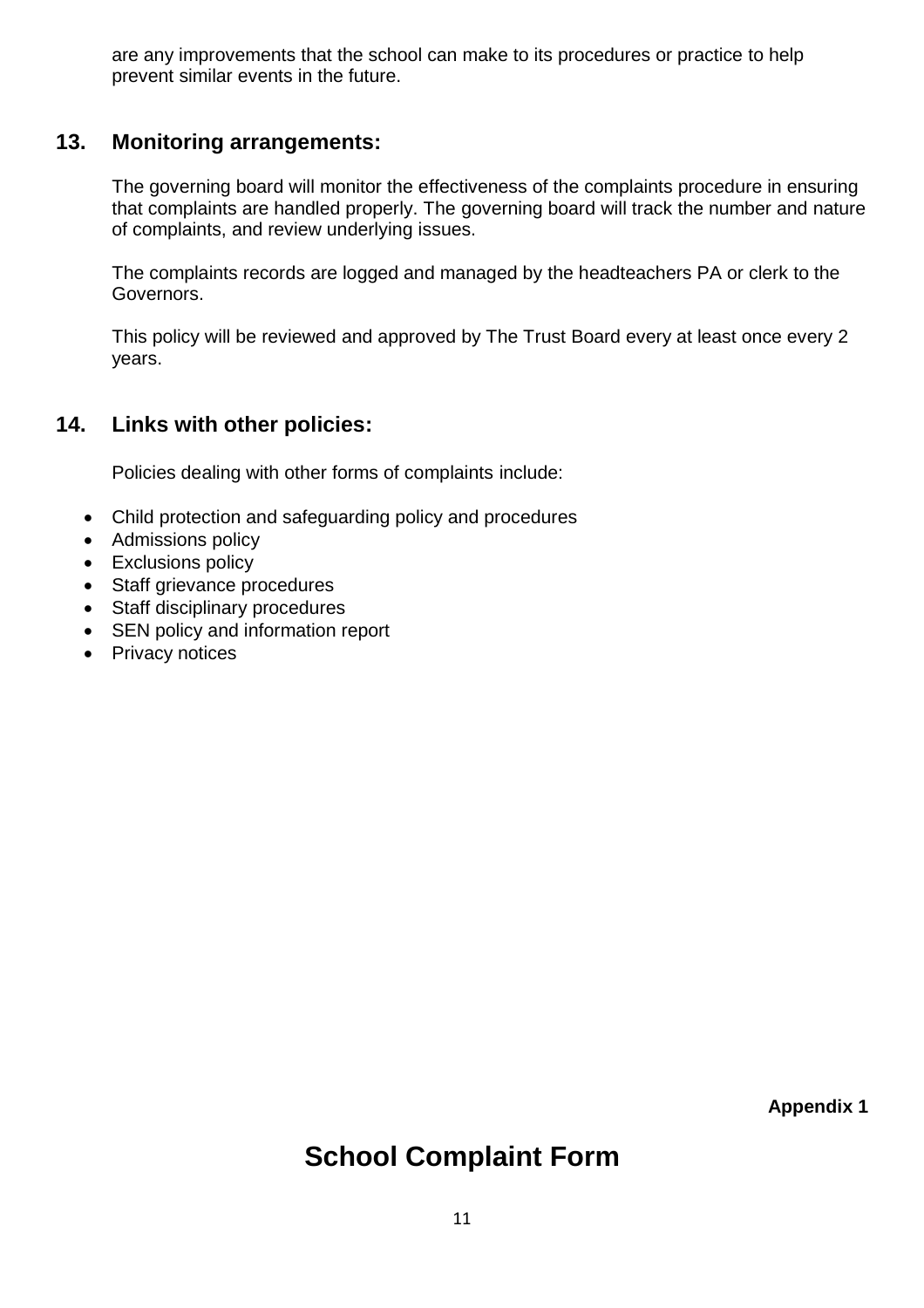are any improvements that the school can make to its procedures or practice to help prevent similar events in the future.

## 13. Monitoring arrangements:

The governing board will monitor the effectiveness of the complaints procedure in ensuring that complaints are handled properly. The governing board will track the number and nature of complaints, and review underlying issues.

The complaints records are logged and managed by the headteachers PA or clerk to the Governors.

This policy will be reviewed and approved by The Trust Board every at least once every 2 years.

## 14. Links with other policies:

Policies dealing with other forms of complaints include:

- Child protection and safeguarding policy and procedures
- Admissions policy
- Exclusions policy
- Staff grievance procedures
- Staff disciplinary procedures
- SEN policy and information report
- Privacy notices

**Appendix 1**

# School Complaint Form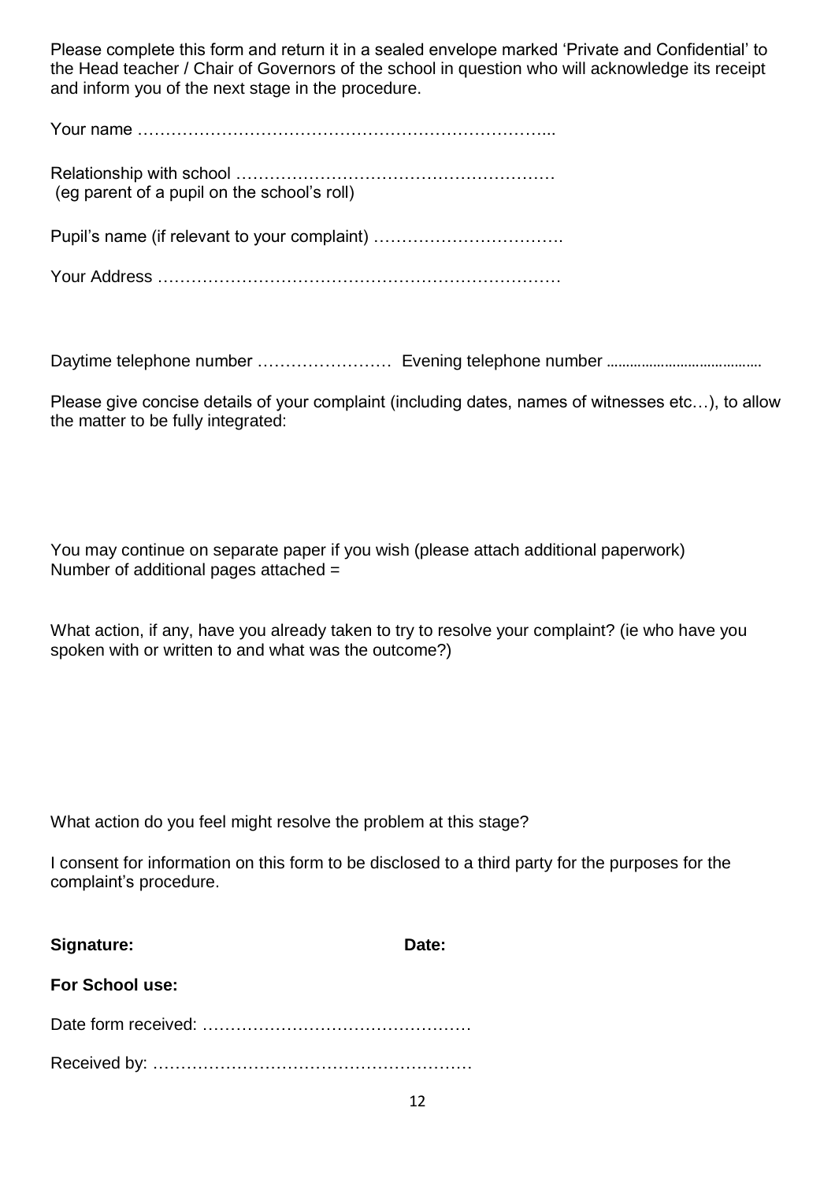Please complete this form and return it in a sealed envelope marked 'Private and Confidential' to the Head teacher / Chair of Governors of the school in question who will acknowledge its receipt and inform you of the next stage in the procedure.

Your name ………………………………………………………………...

Relationship with school ………………………………………………… (eg parent of a pupil on the school's roll)

Pupil's name (if relevant to your complaint) …………………………….

Your Address ………………………………………………………………

Daytime telephone number …………………… Evening telephone number ......................................

Please give concise details of your complaint (including dates, names of witnesses etc…), to allow the matter to be fully integrated:

You may continue on separate paper if you wish (please attach additional paperwork)
Number of additional pages attached =

What action, if any, have you already taken to try to resolve your complaint? (ie who have you spoken with or written to and what was the outcome?)

What action do you feel might resolve the problem at this stage?

I consent for information on this form to be disclosed to a third party for the purposes for the complaint's procedure.

**Signature:** **Date:**

**For School use:**

Date form received: …………………………………………

Received by: …………………………………………………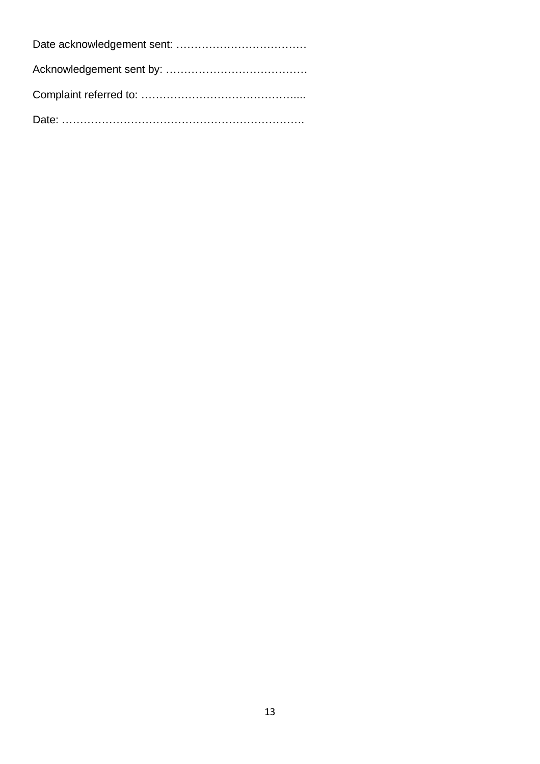Date acknowledgement sent: ………………………………

Acknowledgement sent by: …………………………………

Complaint referred to: ……………………………………....

Date: ………………………………………………………….